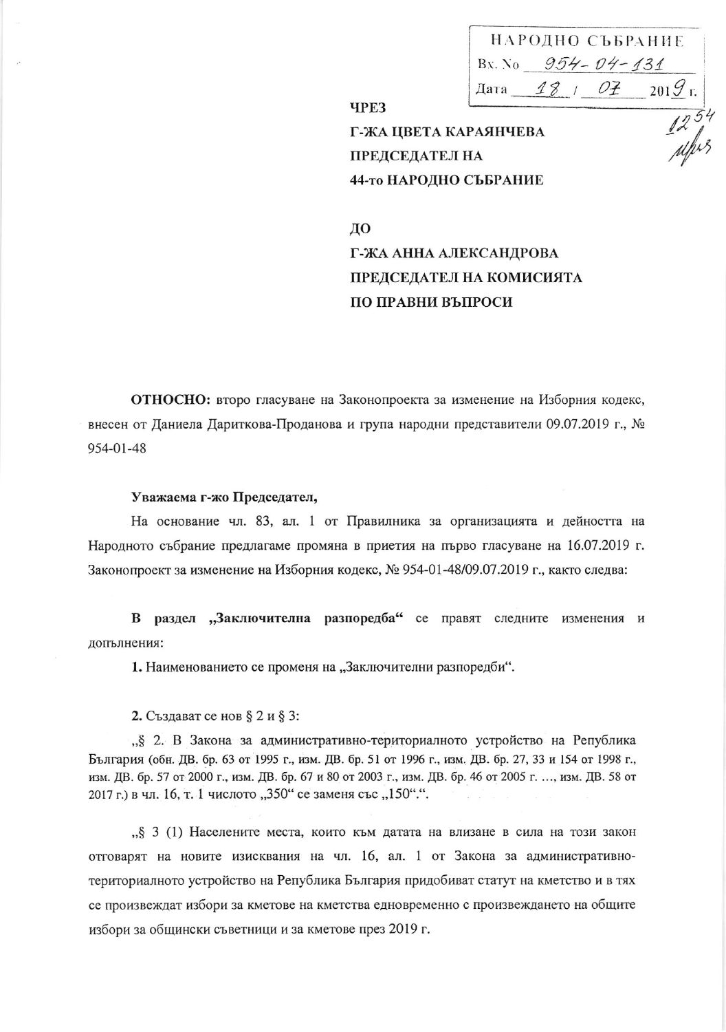НАРОДНО СЪБРАНИЕ
Вх. № 954-04-131
Дата 18 / 07 2019 г.

1254

**ЧРЕЗ**
**Г-ЖА ЦВЕТА КАРАЯНЧЕВА**
**ПРЕДСЕДАТЕЛ НА**
**44-то НАРОДНО СЪБРАНИЕ**

**ДО**
**Г-ЖА АННА АЛЕКСАНДРОВА**
**ПРЕДСЕДАТЕЛ НА КОМИСИЯТА**
**ПО ПРАВНИ ВЪПРОСИ**

**ОТНОСНО:** второ гласуване на Законопроекта за изменение на Изборния кодекс, внесен от Даниела Дариткова-Проданова и група народни представители 09.07.2019 г., № 954-01-48

**Уважаема г-жо Председател,**

На основание чл. 83, ал. 1 от Правилника за организацията и дейността на Народното събрание предлагаме промяна в приетия на първо гласуване на 16.07.2019 г. Законопроект за изменение на Изборния кодекс, № 954-01-48/09.07.2019 г., както следва:

**В раздел „Заключителна разпоредба"** се правят следните изменения и допълнения:

**1.** Наименованието се променя на „Заключителни разпоредби".

**2.** Създават се нов § 2 и § 3:

„§ 2. В Закона за административно-териториалното устройство на Република България (обн. ДВ. бр. 63 от 1995 г., изм. ДВ. бр. 51 от 1996 г., изм. ДВ. бр. 27, 33 и 154 от 1998 г., изм. ДВ. бр. 57 от 2000 г., изм. ДВ. бр. 67 и 80 от 2003 г., изм. ДВ. бр. 46 от 2005 г. …, изм. ДВ. 58 от 2017 г.) в чл. 16, т. 1 числото „350" се заменя със „150".".

„§ 3 (1) Населените места, които към датата на влизане в сила на този закон отговарят на новите изисквания на чл. 16, ал. 1 от Закона за административно-териториалното устройство на Република България придобиват статут на кметство и в тях се произвеждат избори за кметове на кметства едновременно с произвеждането на общите избори за общински съветници и за кметове през 2019 г.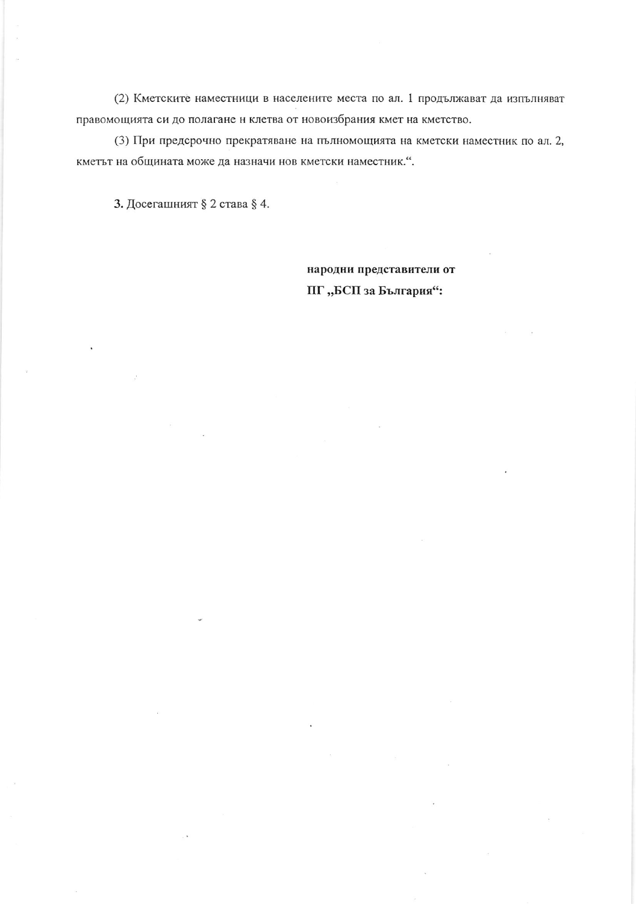(2) Кметските наместници в населените места по ал. 1 продължават да изпълняват правомощията си до полагане н клетва от новоизбрания кмет на кметство.

(3) При предсрочно прекратяване на пълномощията на кметски наместник по ал. 2, кметът на общината може да назначи нов кметски наместник.".

**3.** Досегашният § 2 става § 4.

**народни представители от**
**ПГ „БСП за България":**